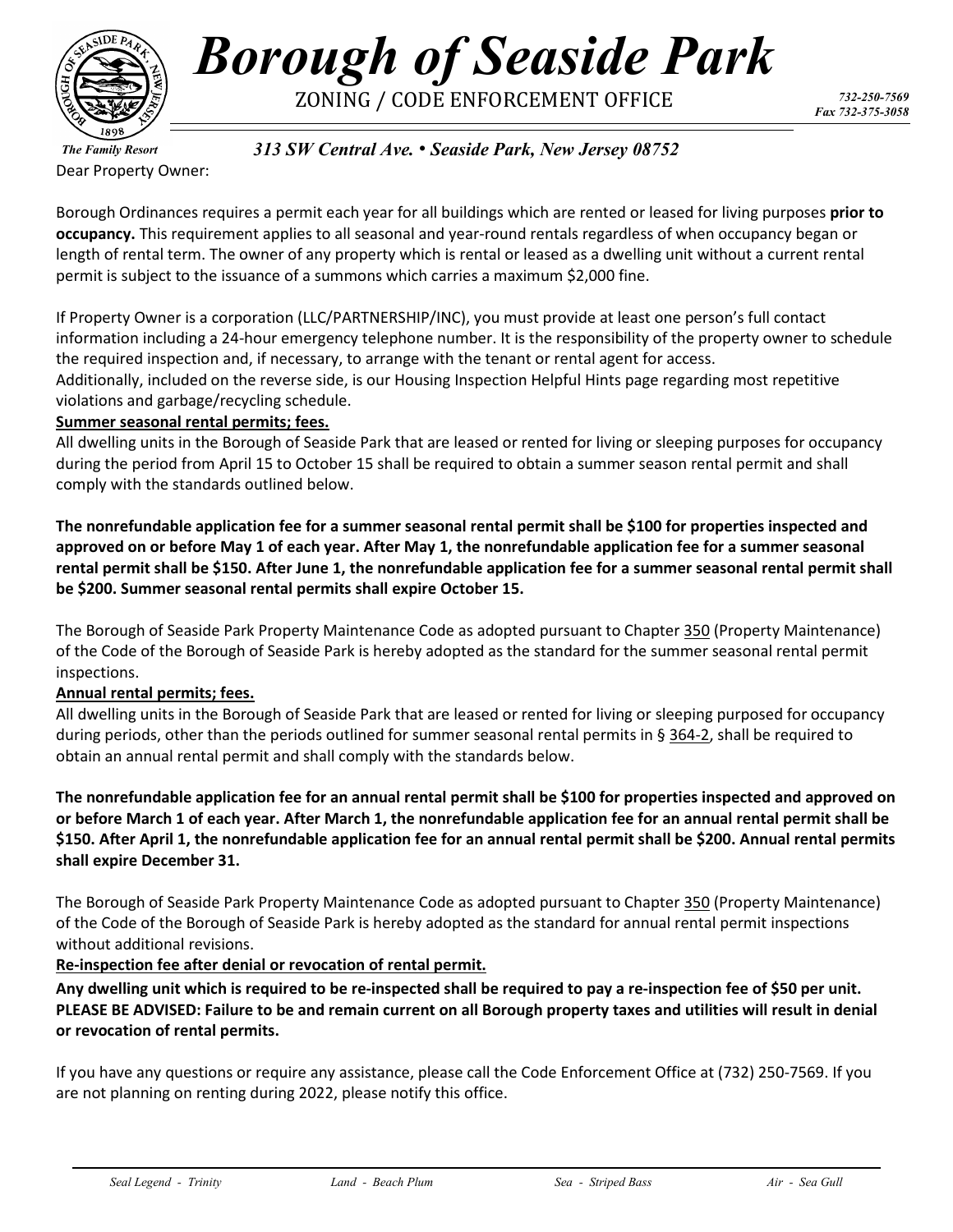# Borough of Seaside Park

ZONING / CODE ENFORCEMENT OFFICE

*732-250-7569*
*Fax 732-375-3058*

*The Family Resort*

*313 SW Central Ave. • Seaside Park, New Jersey 08752*

Dear Property Owner:

Borough Ordinances requires a permit each year for all buildings which are rented or leased for living purposes **prior to occupancy.** This requirement applies to all seasonal and year-round rentals regardless of when occupancy began or length of rental term. The owner of any property which is rental or leased as a dwelling unit without a current rental permit is subject to the issuance of a summons which carries a maximum $2,000 fine.

If Property Owner is a corporation (LLC/PARTNERSHIP/INC), you must provide at least one person's full contact information including a 24-hour emergency telephone number. It is the responsibility of the property owner to schedule the required inspection and, if necessary, to arrange with the tenant or rental agent for access.
Additionally, included on the reverse side, is our Housing Inspection Helpful Hints page regarding most repetitive violations and garbage/recycling schedule.

**Summer seasonal rental permits; fees.**

All dwelling units in the Borough of Seaside Park that are leased or rented for living or sleeping purposes for occupancy during the period from April 15 to October 15 shall be required to obtain a summer season rental permit and shall comply with the standards outlined below.

**The nonrefundable application fee for a summer seasonal rental permit shall be $100 for properties inspected and approved on or before May 1 of each year. After May 1, the nonrefundable application fee for a summer seasonal rental permit shall be $150. After June 1, the nonrefundable application fee for a summer seasonal rental permit shall be $200. Summer seasonal rental permits shall expire October 15.**

The Borough of Seaside Park Property Maintenance Code as adopted pursuant to Chapter 350 (Property Maintenance) of the Code of the Borough of Seaside Park is hereby adopted as the standard for the summer seasonal rental permit inspections.

**Annual rental permits; fees.**

All dwelling units in the Borough of Seaside Park that are leased or rented for living or sleeping purposed for occupancy during periods, other than the periods outlined for summer seasonal rental permits in § 364-2, shall be required to obtain an annual rental permit and shall comply with the standards below.

**The nonrefundable application fee for an annual rental permit shall be $100 for properties inspected and approved on or before March 1 of each year. After March 1, the nonrefundable application fee for an annual rental permit shall be $150. After April 1, the nonrefundable application fee for an annual rental permit shall be $200. Annual rental permits shall expire December 31.**

The Borough of Seaside Park Property Maintenance Code as adopted pursuant to Chapter 350 (Property Maintenance) of the Code of the Borough of Seaside Park is hereby adopted as the standard for annual rental permit inspections without additional revisions.

**Re-inspection fee after denial or revocation of rental permit.**

**Any dwelling unit which is required to be re-inspected shall be required to pay a re-inspection fee of $50 per unit. PLEASE BE ADVISED: Failure to be and remain current on all Borough property taxes and utilities will result in denial or revocation of rental permits.**

If you have any questions or require any assistance, please call the Code Enforcement Office at (732) 250-7569. If you are not planning on renting during 2022, please notify this office.

*Seal Legend - Trinity* *Land - Beach Plum* *Sea - Striped Bass* *Air - Sea Gull*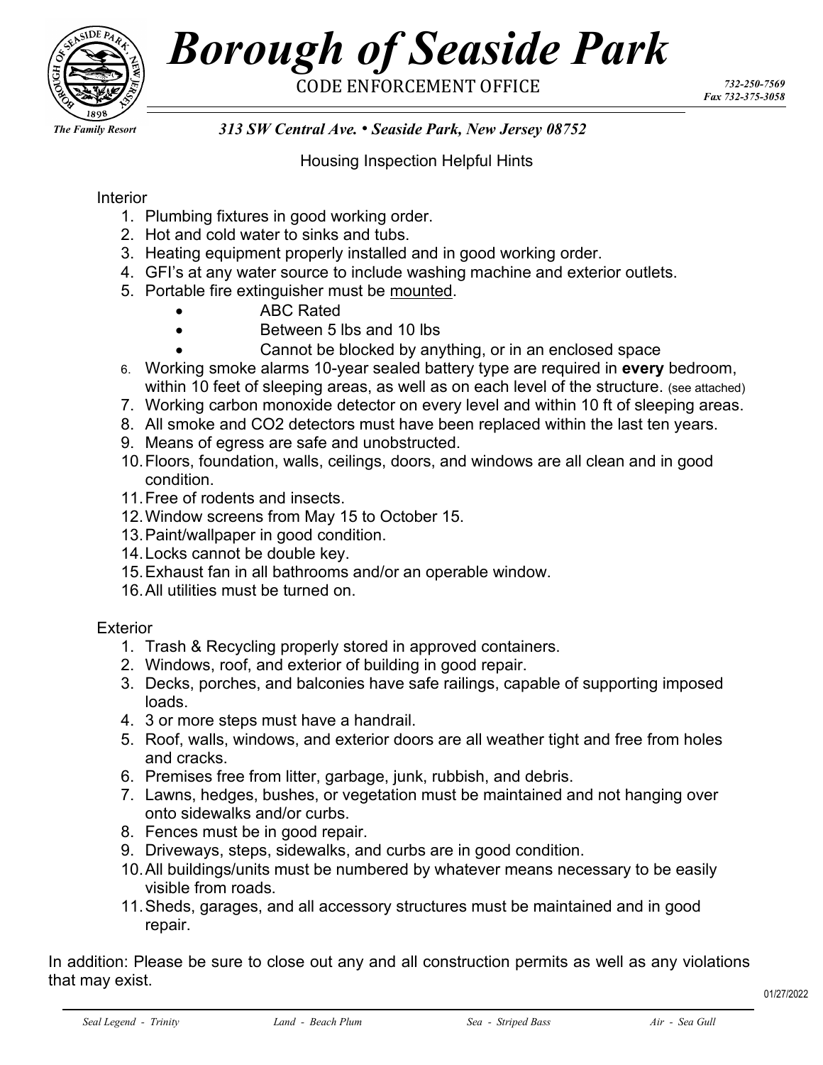# Borough of Seaside Park

CODE ENFORCEMENT OFFICE

732-250-7569
Fax 732-375-3058

*The Family Resort*

*313 SW Central Ave. • Seaside Park, New Jersey 08752*

## Housing Inspection Helpful Hints

### Interior

1. Plumbing fixtures in good working order.
2. Hot and cold water to sinks and tubs.
3. Heating equipment properly installed and in good working order.
4. GFI's at any water source to include washing machine and exterior outlets.
5. Portable fire extinguisher must be mounted.
   - ABC Rated
   - Between 5 lbs and 10 lbs
   - Cannot be blocked by anything, or in an enclosed space
6. Working smoke alarms 10-year sealed battery type are required in **every** bedroom, within 10 feet of sleeping areas, as well as on each level of the structure. (see attached)
7. Working carbon monoxide detector on every level and within 10 ft of sleeping areas.
8. All smoke and CO2 detectors must have been replaced within the last ten years.
9. Means of egress are safe and unobstructed.
10. Floors, foundation, walls, ceilings, doors, and windows are all clean and in good condition.
11. Free of rodents and insects.
12. Window screens from May 15 to October 15.
13. Paint/wallpaper in good condition.
14. Locks cannot be double key.
15. Exhaust fan in all bathrooms and/or an operable window.
16. All utilities must be turned on.

### Exterior

1. Trash & Recycling properly stored in approved containers.
2. Windows, roof, and exterior of building in good repair.
3. Decks, porches, and balconies have safe railings, capable of supporting imposed loads.
4. 3 or more steps must have a handrail.
5. Roof, walls, windows, and exterior doors are all weather tight and free from holes and cracks.
6. Premises free from litter, garbage, junk, rubbish, and debris.
7. Lawns, hedges, bushes, or vegetation must be maintained and not hanging over onto sidewalks and/or curbs.
8. Fences must be in good repair.
9. Driveways, steps, sidewalks, and curbs are in good condition.
10. All buildings/units must be numbered by whatever means necessary to be easily visible from roads.
11. Sheds, garages, and all accessory structures must be maintained and in good repair.

In addition: Please be sure to close out any and all construction permits as well as any violations that may exist.

01/27/2022

*Seal Legend - Trinity*　　*Land - Beach Plum*　　*Sea - Striped Bass*　　*Air - Sea Gull*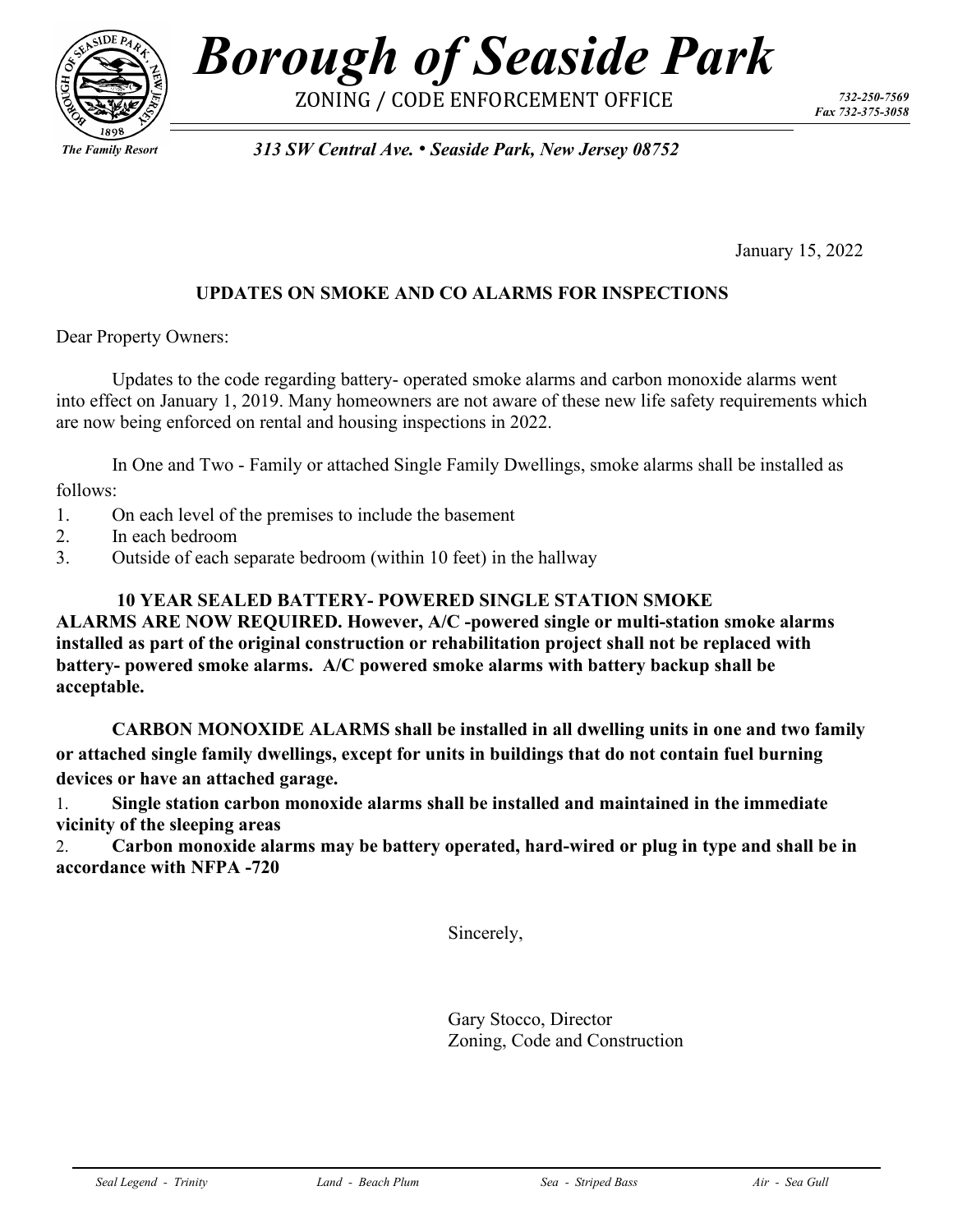# Borough of Seaside Park

ZONING / CODE ENFORCEMENT OFFICE

*732-250-7569*
*Fax 732-375-3058*

*The Family Resort*

*313 SW Central Ave. • Seaside Park, New Jersey 08752*

January 15, 2022

**UPDATES ON SMOKE AND CO ALARMS FOR INSPECTIONS**

Dear Property Owners:

Updates to the code regarding battery- operated smoke alarms and carbon monoxide alarms went into effect on January 1, 2019. Many homeowners are not aware of these new life safety requirements which are now being enforced on rental and housing inspections in 2022.

In One and Two - Family or attached Single Family Dwellings, smoke alarms shall be installed as follows:

1. On each level of the premises to include the basement
2. In each bedroom
3. Outside of each separate bedroom (within 10 feet) in the hallway

**10 YEAR SEALED BATTERY- POWERED SINGLE STATION SMOKE ALARMS ARE NOW REQUIRED. However, A/C -powered single or multi-station smoke alarms installed as part of the original construction or rehabilitation project shall not be replaced with battery- powered smoke alarms. A/C powered smoke alarms with battery backup shall be acceptable.**

**CARBON MONOXIDE ALARMS shall be installed in all dwelling units in one and two family or attached single family dwellings, except for units in buildings that do not contain fuel burning devices or have an attached garage.**

1. **Single station carbon monoxide alarms shall be installed and maintained in the immediate vicinity of the sleeping areas**
2. **Carbon monoxide alarms may be battery operated, hard-wired or plug in type and shall be in accordance with NFPA -720**

Sincerely,

Gary Stocco, Director
Zoning, Code and Construction

*Seal Legend - Trinity* *Land - Beach Plum* *Sea - Striped Bass* *Air - Sea Gull*